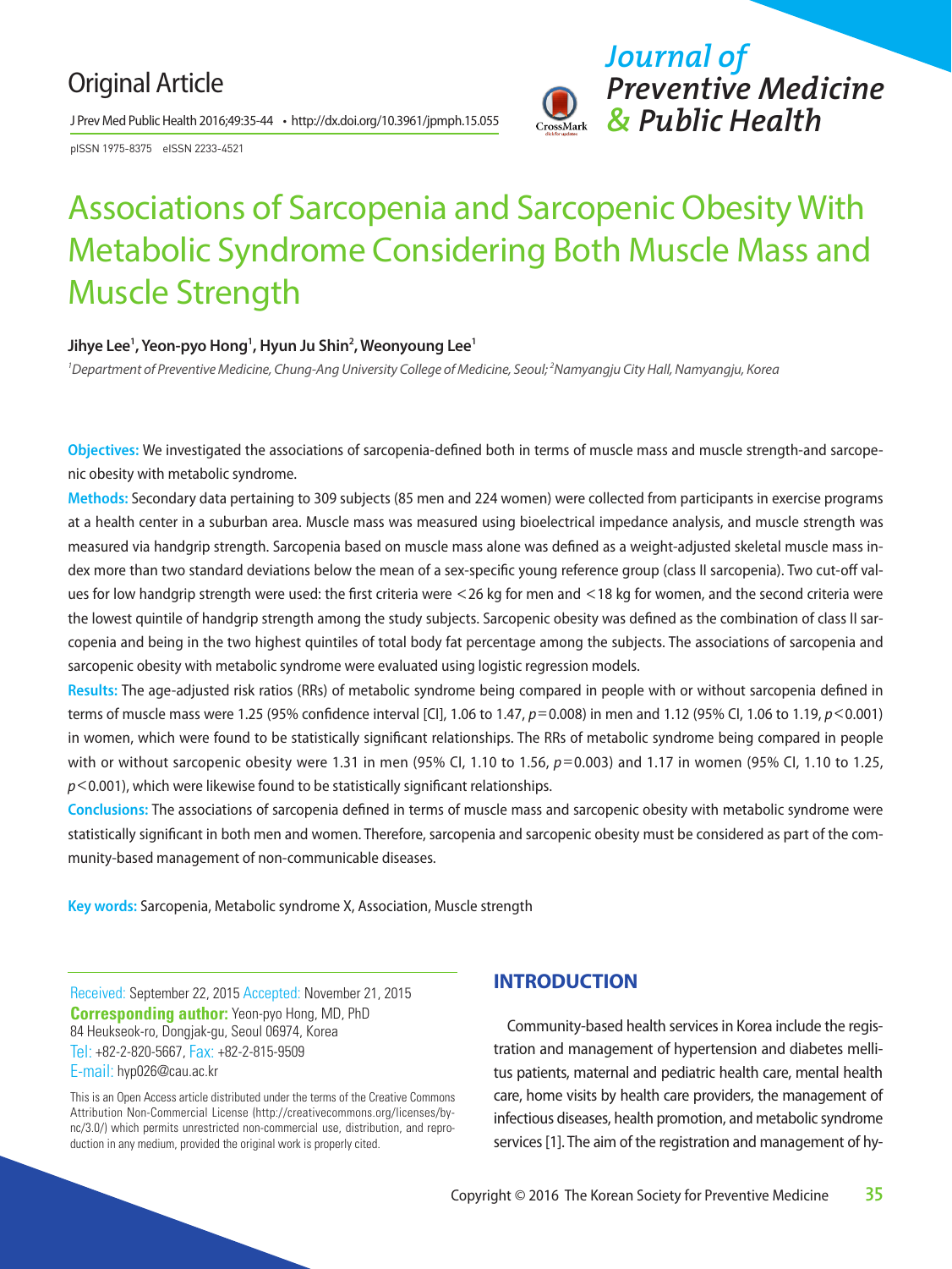Original Article

# Associations of Sarcopenia and Sarcopenic Obesity With Metabolic Syndrome Considering Both Muscle Mass and Muscle Strength

**Jihye Lee[1], Yeon-pyo Hong[1], Hyun Ju Shin[2], Weonyoung Lee[1]**

*[1]Department of Preventive Medicine, Chung-Ang University College of Medicine, Seoul; [2]Namyangju City Hall, Namyangju, Korea*

**Objectives:** We investigated the associations of sarcopenia-defined both in terms of muscle mass and muscle strength-and sarcopenic obesity with metabolic syndrome.

**Methods:** Secondary data pertaining to 309 subjects (85 men and 224 women) were collected from participants in exercise programs at a health center in a suburban area. Muscle mass was measured using bioelectrical impedance analysis, and muscle strength was measured via handgrip strength. Sarcopenia based on muscle mass alone was defined as a weight-adjusted skeletal muscle mass index more than two standard deviations below the mean of a sex-specific young reference group (class II sarcopenia). Two cut-off values for low handgrip strength were used: the first criteria were <26 kg for men and <18 kg for women, and the second criteria were the lowest quintile of handgrip strength among the study subjects. Sarcopenic obesity was defined as the combination of class II sarcopenia and being in the two highest quintiles of total body fat percentage among the subjects. The associations of sarcopenia and sarcopenic obesity with metabolic syndrome were evaluated using logistic regression models.

**Results:** The age-adjusted risk ratios (RRs) of metabolic syndrome being compared in people with or without sarcopenia defined in terms of muscle mass were 1.25 (95% confidence interval [CI], 1.06 to 1.47, $p$=0.008) in men and 1.12 (95% CI, 1.06 to 1.19, $p$<0.001) in women, which were found to be statistically significant relationships. The RRs of metabolic syndrome being compared in people with or without sarcopenic obesity were 1.31 in men (95% CI, 1.10 to 1.56, $p$=0.003) and 1.17 in women (95% CI, 1.10 to 1.25, $p$<0.001), which were likewise found to be statistically significant relationships.

**Conclusions:** The associations of sarcopenia defined in terms of muscle mass and sarcopenic obesity with metabolic syndrome were statistically significant in both men and women. Therefore, sarcopenia and sarcopenic obesity must be considered as part of the community-based management of non-communicable diseases.

**Key words:** Sarcopenia, Metabolic syndrome X, Association, Muscle strength

Received: September 22, 2015 Accepted: November 21, 2015
**Corresponding author:** Yeon-pyo Hong, MD, PhD
84 Heukseok-ro, Dongjak-gu, Seoul 06974, Korea
Tel: +82-2-820-5667, Fax: +82-2-815-9509
E-mail: hyp026@cau.ac.kr

This is an Open Access article distributed under the terms of the Creative Commons Attribution Non-Commercial License (http://creativecommons.org/licenses/by-nc/3.0/) which permits unrestricted non-commercial use, distribution, and reproduction in any medium, provided the original work is properly cited.

## INTRODUCTION

Community-based health services in Korea include the registration and management of hypertension and diabetes mellitus patients, maternal and pediatric health care, mental health care, home visits by health care providers, the management of infectious diseases, health promotion, and metabolic syndrome services [1]. The aim of the registration and management of hy-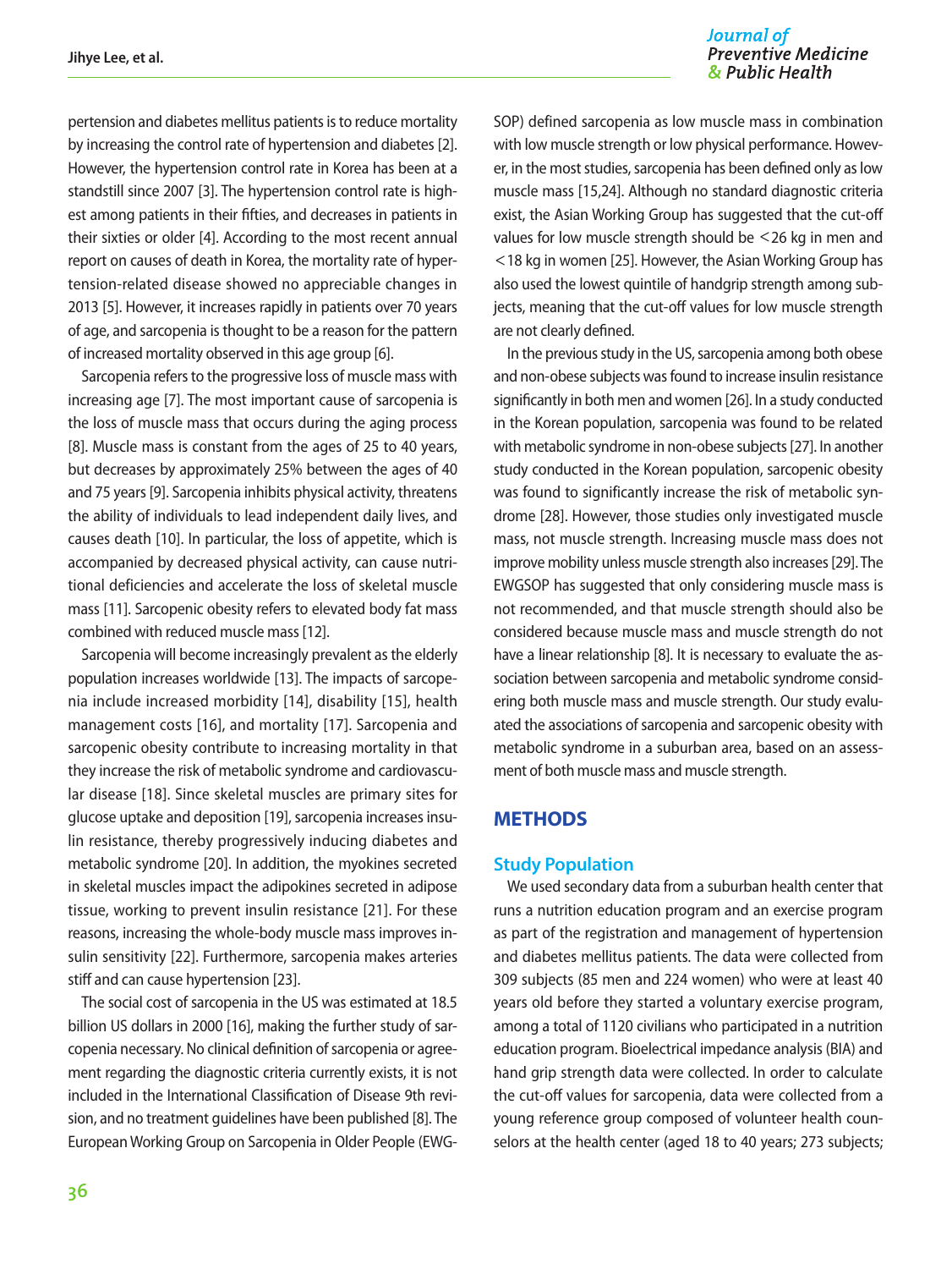pertension and diabetes mellitus patients is to reduce mortality by increasing the control rate of hypertension and diabetes [2]. However, the hypertension control rate in Korea has been at a standstill since 2007 [3]. The hypertension control rate is highest among patients in their fifties, and decreases in patients in their sixties or older [4]. According to the most recent annual report on causes of death in Korea, the mortality rate of hypertension-related disease showed no appreciable changes in 2013 [5]. However, it increases rapidly in patients over 70 years of age, and sarcopenia is thought to be a reason for the pattern of increased mortality observed in this age group [6].

Sarcopenia refers to the progressive loss of muscle mass with increasing age [7]. The most important cause of sarcopenia is the loss of muscle mass that occurs during the aging process [8]. Muscle mass is constant from the ages of 25 to 40 years, but decreases by approximately 25% between the ages of 40 and 75 years [9]. Sarcopenia inhibits physical activity, threatens the ability of individuals to lead independent daily lives, and causes death [10]. In particular, the loss of appetite, which is accompanied by decreased physical activity, can cause nutritional deficiencies and accelerate the loss of skeletal muscle mass [11]. Sarcopenic obesity refers to elevated body fat mass combined with reduced muscle mass [12].

Sarcopenia will become increasingly prevalent as the elderly population increases worldwide [13]. The impacts of sarcopenia include increased morbidity [14], disability [15], health management costs [16], and mortality [17]. Sarcopenia and sarcopenic obesity contribute to increasing mortality in that they increase the risk of metabolic syndrome and cardiovascular disease [18]. Since skeletal muscles are primary sites for glucose uptake and deposition [19], sarcopenia increases insulin resistance, thereby progressively inducing diabetes and metabolic syndrome [20]. In addition, the myokines secreted in skeletal muscles impact the adipokines secreted in adipose tissue, working to prevent insulin resistance [21]. For these reasons, increasing the whole-body muscle mass improves insulin sensitivity [22]. Furthermore, sarcopenia makes arteries stiff and can cause hypertension [23].

The social cost of sarcopenia in the US was estimated at 18.5 billion US dollars in 2000 [16], making the further study of sarcopenia necessary. No clinical definition of sarcopenia or agreement regarding the diagnostic criteria currently exists, it is not included in the International Classification of Disease 9th revision, and no treatment guidelines have been published [8]. The European Working Group on Sarcopenia in Older People (EWGSOP) defined sarcopenia as low muscle mass in combination with low muscle strength or low physical performance. However, in the most studies, sarcopenia has been defined only as low muscle mass [15,24]. Although no standard diagnostic criteria exist, the Asian Working Group has suggested that the cut-off values for low muscle strength should be <26 kg in men and <18 kg in women [25]. However, the Asian Working Group has also used the lowest quintile of handgrip strength among subjects, meaning that the cut-off values for low muscle strength are not clearly defined.

In the previous study in the US, sarcopenia among both obese and non-obese subjects was found to increase insulin resistance significantly in both men and women [26]. In a study conducted in the Korean population, sarcopenia was found to be related with metabolic syndrome in non-obese subjects [27]. In another study conducted in the Korean population, sarcopenic obesity was found to significantly increase the risk of metabolic syndrome [28]. However, those studies only investigated muscle mass, not muscle strength. Increasing muscle mass does not improve mobility unless muscle strength also increases [29]. The EWGSOP has suggested that only considering muscle mass is not recommended, and that muscle strength should also be considered because muscle mass and muscle strength do not have a linear relationship [8]. It is necessary to evaluate the association between sarcopenia and metabolic syndrome considering both muscle mass and muscle strength. Our study evaluated the associations of sarcopenia and sarcopenic obesity with metabolic syndrome in a suburban area, based on an assessment of both muscle mass and muscle strength.

## METHODS

### Study Population

We used secondary data from a suburban health center that runs a nutrition education program and an exercise program as part of the registration and management of hypertension and diabetes mellitus patients. The data were collected from 309 subjects (85 men and 224 women) who were at least 40 years old before they started a voluntary exercise program, among a total of 1120 civilians who participated in a nutrition education program. Bioelectrical impedance analysis (BIA) and hand grip strength data were collected. In order to calculate the cut-off values for sarcopenia, data were collected from a young reference group composed of volunteer health counselors at the health center (aged 18 to 40 years; 273 subjects;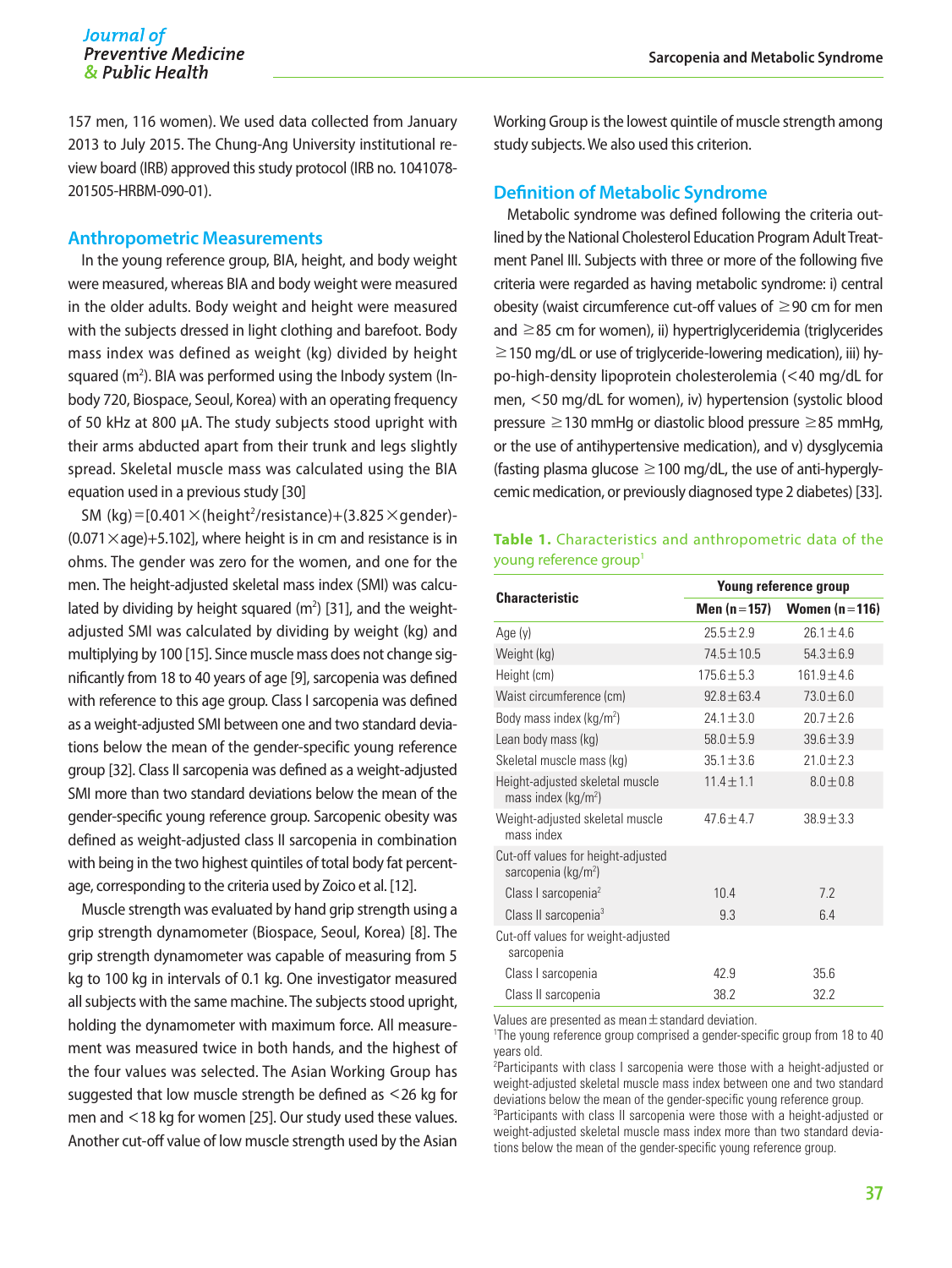157 men, 116 women). We used data collected from January 2013 to July 2015. The Chung-Ang University institutional review board (IRB) approved this study protocol (IRB no. 1041078-201505-HRBM-090-01).

## Anthropometric Measurements

In the young reference group, BIA, height, and body weight were measured, whereas BIA and body weight were measured in the older adults. Body weight and height were measured with the subjects dressed in light clothing and barefoot. Body mass index was defined as weight (kg) divided by height squared ($m^2$). BIA was performed using the Inbody system (Inbody 720, Biospace, Seoul, Korea) with an operating frequency of 50 kHz at 800 µA. The study subjects stood upright with their arms abducted apart from their trunk and legs slightly spread. Skeletal muscle mass was calculated using the BIA equation used in a previous study [30]

$$SM\ (kg)=[0.401\times(height^2/resistance)+(3.825\times gender)-(0.071\times age)+5.102],$$

where height is in cm and resistance is in ohms. The gender was zero for the women, and one for the men. The height-adjusted skeletal mass index (SMI) was calculated by dividing by height squared ($m^2$) [31], and the weight-adjusted SMI was calculated by dividing by weight (kg) and multiplying by 100 [15]. Since muscle mass does not change significantly from 18 to 40 years of age [9], sarcopenia was defined with reference to this age group. Class I sarcopenia was defined as a weight-adjusted SMI between one and two standard deviations below the mean of the gender-specific young reference group [32]. Class II sarcopenia was defined as a weight-adjusted SMI more than two standard deviations below the mean of the gender-specific young reference group. Sarcopenic obesity was defined as weight-adjusted class II sarcopenia in combination with being in the two highest quintiles of total body fat percentage, corresponding to the criteria used by Zoico et al. [12].

Muscle strength was evaluated by hand grip strength using a grip strength dynamometer (Biospace, Seoul, Korea) [8]. The grip strength dynamometer was capable of measuring from 5 kg to 100 kg in intervals of 0.1 kg. One investigator measured all subjects with the same machine. The subjects stood upright, holding the dynamometer with maximum force. All measurement was measured twice in both hands, and the highest of the four values was selected. The Asian Working Group has suggested that low muscle strength be defined as <26 kg for men and <18 kg for women [25]. Our study used these values. Another cut-off value of low muscle strength used by the Asian Working Group is the lowest quintile of muscle strength among study subjects. We also used this criterion.

## Definition of Metabolic Syndrome

Metabolic syndrome was defined following the criteria outlined by the National Cholesterol Education Program Adult Treatment Panel III. Subjects with three or more of the following five criteria were regarded as having metabolic syndrome: i) central obesity (waist circumference cut-off values of ≥90 cm for men and ≥85 cm for women), ii) hypertriglyceridemia (triglycerides ≥150 mg/dL or use of triglyceride-lowering medication), iii) hypo-high-density lipoprotein cholesterolemia (<40 mg/dL for men, <50 mg/dL for women), iv) hypertension (systolic blood pressure ≥130 mmHg or diastolic blood pressure ≥85 mmHg, or the use of antihypertensive medication), and v) dysglycemia (fasting plasma glucose ≥100 mg/dL, the use of anti-hyperglycemic medication, or previously diagnosed type 2 diabetes) [33].

**Table 1.** Characteristics and anthropometric data of the young reference group[1]

| Characteristic | Young reference group | |
|---|---|---|
| | Men (n=157) | Women (n=116) |
| Age (y) | 25.5±2.9 | 26.1±4.6 |
| Weight (kg) | 74.5±10.5 | 54.3±6.9 |
| Height (cm) | 175.6±5.3 | 161.9±4.6 |
| Waist circumference (cm) | 92.8±63.4 | 73.0±6.0 |
| Body mass index (kg/m²) | 24.1±3.0 | 20.7±2.6 |
| Lean body mass (kg) | 58.0±5.9 | 39.6±3.9 |
| Skeletal muscle mass (kg) | 35.1±3.6 | 21.0±2.3 |
| Height-adjusted skeletal muscle mass index (kg/m²) | 11.4±1.1 | 8.0±0.8 |
| Weight-adjusted skeletal muscle mass index | 47.6±4.7 | 38.9±3.3 |
| Cut-off values for height-adjusted sarcopenia (kg/m²) | | |
| Class I sarcopenia[2] | 10.4 | 7.2 |
| Class II sarcopenia[3] | 9.3 | 6.4 |
| Cut-off values for weight-adjusted sarcopenia | | |
| Class I sarcopenia | 42.9 | 35.6 |
| Class II sarcopenia | 38.2 | 32.2 |

Values are presented as mean±standard deviation.
[1]The young reference group comprised a gender-specific group from 18 to 40 years old.
[2]Participants with class I sarcopenia were those with a height-adjusted or weight-adjusted skeletal muscle mass index between one and two standard deviations below the mean of the gender-specific young reference group.
[3]Participants with class II sarcopenia were those with a height-adjusted or weight-adjusted skeletal muscle mass index more than two standard deviations below the mean of the gender-specific young reference group.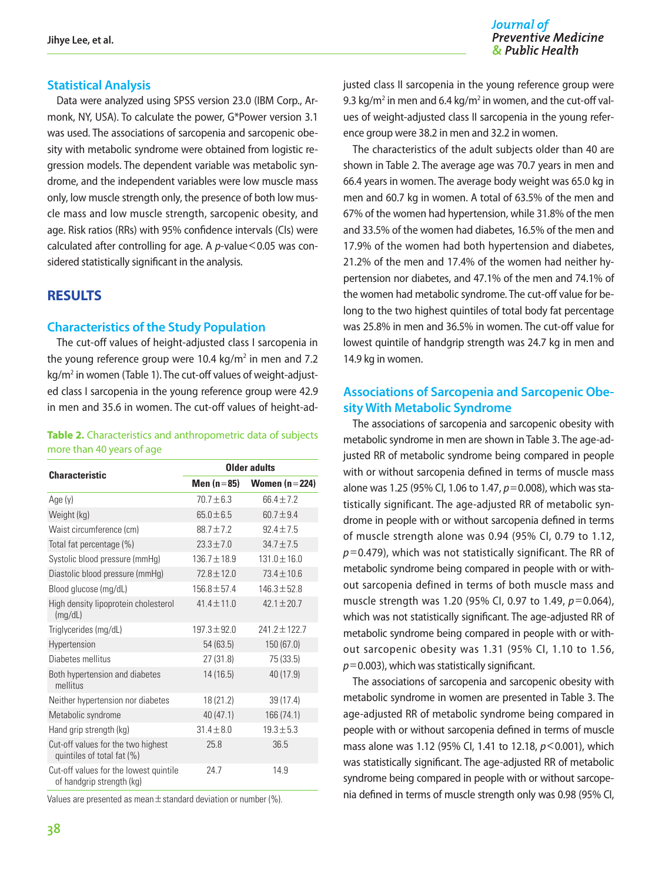## Statistical Analysis

Data were analyzed using SPSS version 23.0 (IBM Corp., Armonk, NY, USA). To calculate the power, G*Power version 3.1 was used. The associations of sarcopenia and sarcopenic obesity with metabolic syndrome were obtained from logistic regression models. The dependent variable was metabolic syndrome, and the independent variables were low muscle mass only, low muscle strength only, the presence of both low muscle mass and low muscle strength, sarcopenic obesity, and age. Risk ratios (RRs) with 95% confidence intervals (CIs) were calculated after controlling for age. A $p$-value$<0.05$ was considered statistically significant in the analysis.

# RESULTS

## Characteristics of the Study Population

The cut-off values of height-adjusted class I sarcopenia in the young reference group were 10.4 kg/m$^2$ in men and 7.2 kg/m$^2$ in women (Table 1). The cut-off values of weight-adjusted class I sarcopenia in the young reference group were 42.9 in men and 35.6 in women. The cut-off values of height-adjusted class II sarcopenia in the young reference group were 9.3 kg/m$^2$ in men and 6.4 kg/m$^2$ in women, and the cut-off values of weight-adjusted class II sarcopenia in the young reference group were 38.2 in men and 32.2 in women.

The characteristics of the adult subjects older than 40 are shown in Table 2. The average age was 70.7 years in men and 66.4 years in women. The average body weight was 65.0 kg in men and 60.7 kg in women. A total of 63.5% of the men and 67% of the women had hypertension, while 31.8% of the men and 33.5% of the women had diabetes, 16.5% of the men and 17.9% of the women had both hypertension and diabetes, 21.2% of the men and 17.4% of the women had neither hypertension nor diabetes, and 47.1% of the men and 74.1% of the women had metabolic syndrome. The cut-off value for belong to the two highest quintiles of total body fat percentage was 25.8% in men and 36.5% in women. The cut-off value for lowest quintile of handgrip strength was 24.7 kg in men and 14.9 kg in women.

**Table 2.** Characteristics and anthropometric data of subjects more than 40 years of age

| Characteristic | Older adults | |
|---|---|---|
| | Men (n=85) | Women (n=224) |
| Age (y) | 70.7±6.3 | 66.4±7.2 |
| Weight (kg) | 65.0±6.5 | 60.7±9.4 |
| Waist circumference (cm) | 88.7±7.2 | 92.4±7.5 |
| Total fat percentage (%) | 23.3±7.0 | 34.7±7.5 |
| Systolic blood pressure (mmHg) | 136.7±18.9 | 131.0±16.0 |
| Diastolic blood pressure (mmHg) | 72.8±12.0 | 73.4±10.6 |
| Blood glucose (mg/dL) | 156.8±57.4 | 146.3±52.8 |
| High density lipoprotein cholesterol (mg/dL) | 41.4±11.0 | 42.1±20.7 |
| Triglycerides (mg/dL) | 197.3±92.0 | 241.2±122.7 |
| Hypertension | 54 (63.5) | 150 (67.0) |
| Diabetes mellitus | 27 (31.8) | 75 (33.5) |
| Both hypertension and diabetes mellitus | 14 (16.5) | 40 (17.9) |
| Neither hypertension nor diabetes | 18 (21.2) | 39 (17.4) |
| Metabolic syndrome | 40 (47.1) | 166 (74.1) |
| Hand grip strength (kg) | 31.4±8.0 | 19.3±5.3 |
| Cut-off values for the two highest quintiles of total fat (%) | 25.8 | 36.5 |
| Cut-off values for the lowest quintile of handgrip strength (kg) | 24.7 | 14.9 |

Values are presented as mean±standard deviation or number (%).

## Associations of Sarcopenia and Sarcopenic Obesity With Metabolic Syndrome

The associations of sarcopenia and sarcopenic obesity with metabolic syndrome in men are shown in Table 3. The age-adjusted RR of metabolic syndrome being compared in people with or without sarcopenia defined in terms of muscle mass alone was 1.25 (95% CI, 1.06 to 1.47, $p=0.008$), which was statistically significant. The age-adjusted RR of metabolic syndrome in people with or without sarcopenia defined in terms of muscle strength alone was 0.94 (95% CI, 0.79 to 1.12, $p=0.479$), which was not statistically significant. The RR of metabolic syndrome being compared in people with or without sarcopenia defined in terms of both muscle mass and muscle strength was 1.20 (95% CI, 0.97 to 1.49, $p=0.064$), which was not statistically significant. The age-adjusted RR of metabolic syndrome being compared in people with or without sarcopenic obesity was 1.31 (95% CI, 1.10 to 1.56, $p=0.003$), which was statistically significant.

The associations of sarcopenia and sarcopenic obesity with metabolic syndrome in women are presented in Table 3. The age-adjusted RR of metabolic syndrome being compared in people with or without sarcopenia defined in terms of muscle mass alone was 1.12 (95% CI, 1.41 to 12.18, $p<0.001$), which was statistically significant. The age-adjusted RR of metabolic syndrome being compared in people with or without sarcopenia defined in terms of muscle strength only was 0.98 (95% CI,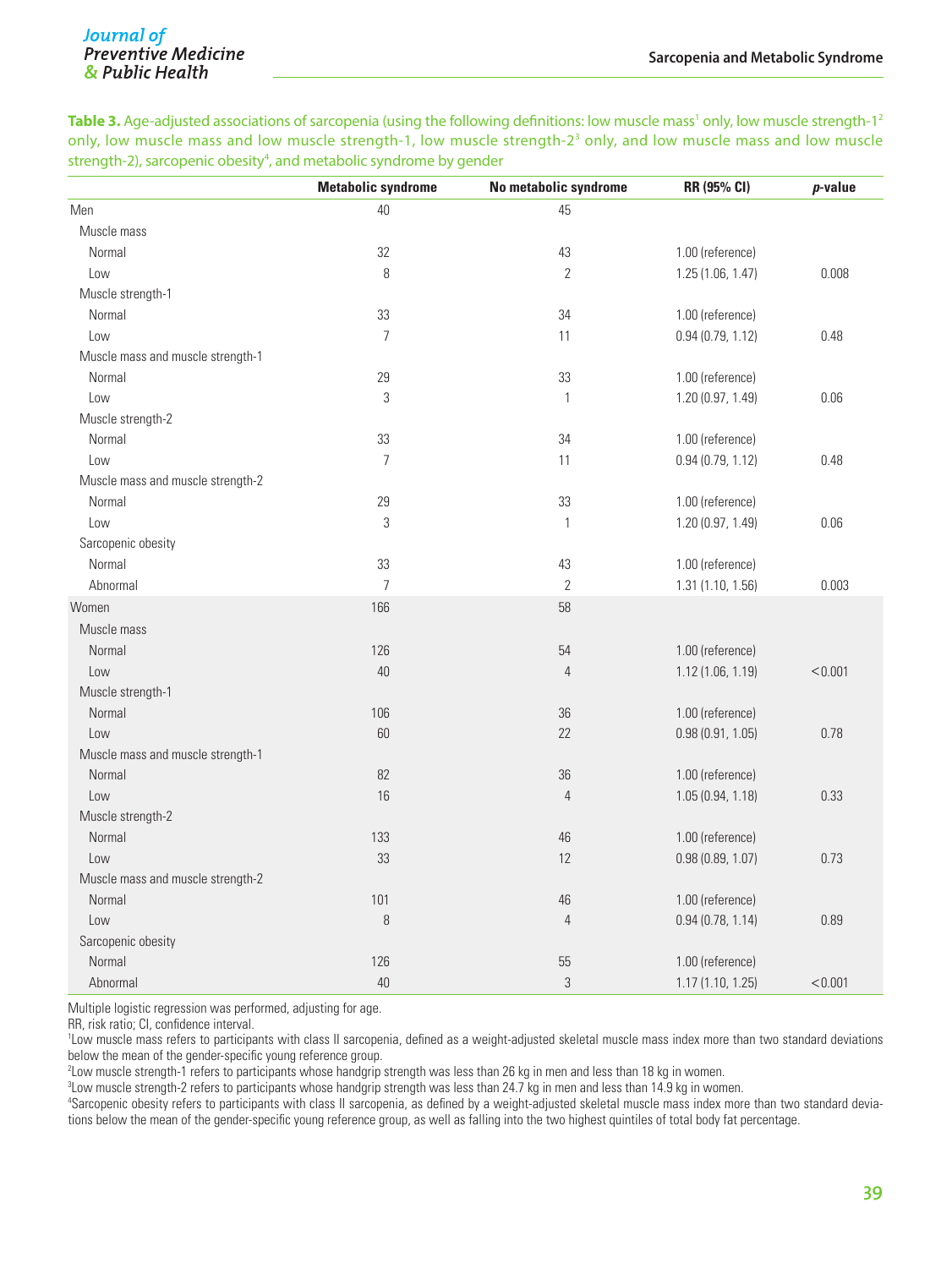**Table 3.** Age-adjusted associations of sarcopenia (using the following definitions: low muscle mass[1] only, low muscle strength-1[2] only, low muscle mass and low muscle strength-1, low muscle strength-2[3] only, and low muscle mass and low muscle strength-2), sarcopenic obesity[4], and metabolic syndrome by gender

| | Metabolic syndrome | No metabolic syndrome | RR (95% CI) | *p*-value |
|---|---|---|---|---|
| Men | 40 | 45 | | |
| Muscle mass | | | | |
| Normal | 32 | 43 | 1.00 (reference) | |
| Low | 8 | 2 | 1.25 (1.06, 1.47) | 0.008 |
| Muscle strength-1 | | | | |
| Normal | 33 | 34 | 1.00 (reference) | |
| Low | 7 | 11 | 0.94 (0.79, 1.12) | 0.48 |
| Muscle mass and muscle strength-1 | | | | |
| Normal | 29 | 33 | 1.00 (reference) | |
| Low | 3 | 1 | 1.20 (0.97, 1.49) | 0.06 |
| Muscle strength-2 | | | | |
| Normal | 33 | 34 | 1.00 (reference) | |
| Low | 7 | 11 | 0.94 (0.79, 1.12) | 0.48 |
| Muscle mass and muscle strength-2 | | | | |
| Normal | 29 | 33 | 1.00 (reference) | |
| Low | 3 | 1 | 1.20 (0.97, 1.49) | 0.06 |
| Sarcopenic obesity | | | | |
| Normal | 33 | 43 | 1.00 (reference) | |
| Abnormal | 7 | 2 | 1.31 (1.10, 1.56) | 0.003 |
| Women | 166 | 58 | | |
| Muscle mass | | | | |
| Normal | 126 | 54 | 1.00 (reference) | |
| Low | 40 | 4 | 1.12 (1.06, 1.19) | <0.001 |
| Muscle strength-1 | | | | |
| Normal | 106 | 36 | 1.00 (reference) | |
| Low | 60 | 22 | 0.98 (0.91, 1.05) | 0.78 |
| Muscle mass and muscle strength-1 | | | | |
| Normal | 82 | 36 | 1.00 (reference) | |
| Low | 16 | 4 | 1.05 (0.94, 1.18) | 0.33 |
| Muscle strength-2 | | | | |
| Normal | 133 | 46 | 1.00 (reference) | |
| Low | 33 | 12 | 0.98 (0.89, 1.07) | 0.73 |
| Muscle mass and muscle strength-2 | | | | |
| Normal | 101 | 46 | 1.00 (reference) | |
| Low | 8 | 4 | 0.94 (0.78, 1.14) | 0.89 |
| Sarcopenic obesity | | | | |
| Normal | 126 | 55 | 1.00 (reference) | |
| Abnormal | 40 | 3 | 1.17 (1.10, 1.25) | <0.001 |

Multiple logistic regression was performed, adjusting for age.

RR, risk ratio; CI, confidence interval.

[1]Low muscle mass refers to participants with class II sarcopenia, defined as a weight-adjusted skeletal muscle mass index more than two standard deviations below the mean of the gender-specific young reference group.

[2]Low muscle strength-1 refers to participants whose handgrip strength was less than 26 kg in men and less than 18 kg in women.

[3]Low muscle strength-2 refers to participants whose handgrip strength was less than 24.7 kg in men and less than 14.9 kg in women.

[4]Sarcopenic obesity refers to participants with class II sarcopenia, as defined by a weight-adjusted skeletal muscle mass index more than two standard deviations below the mean of the gender-specific young reference group, as well as falling into the two highest quintiles of total body fat percentage.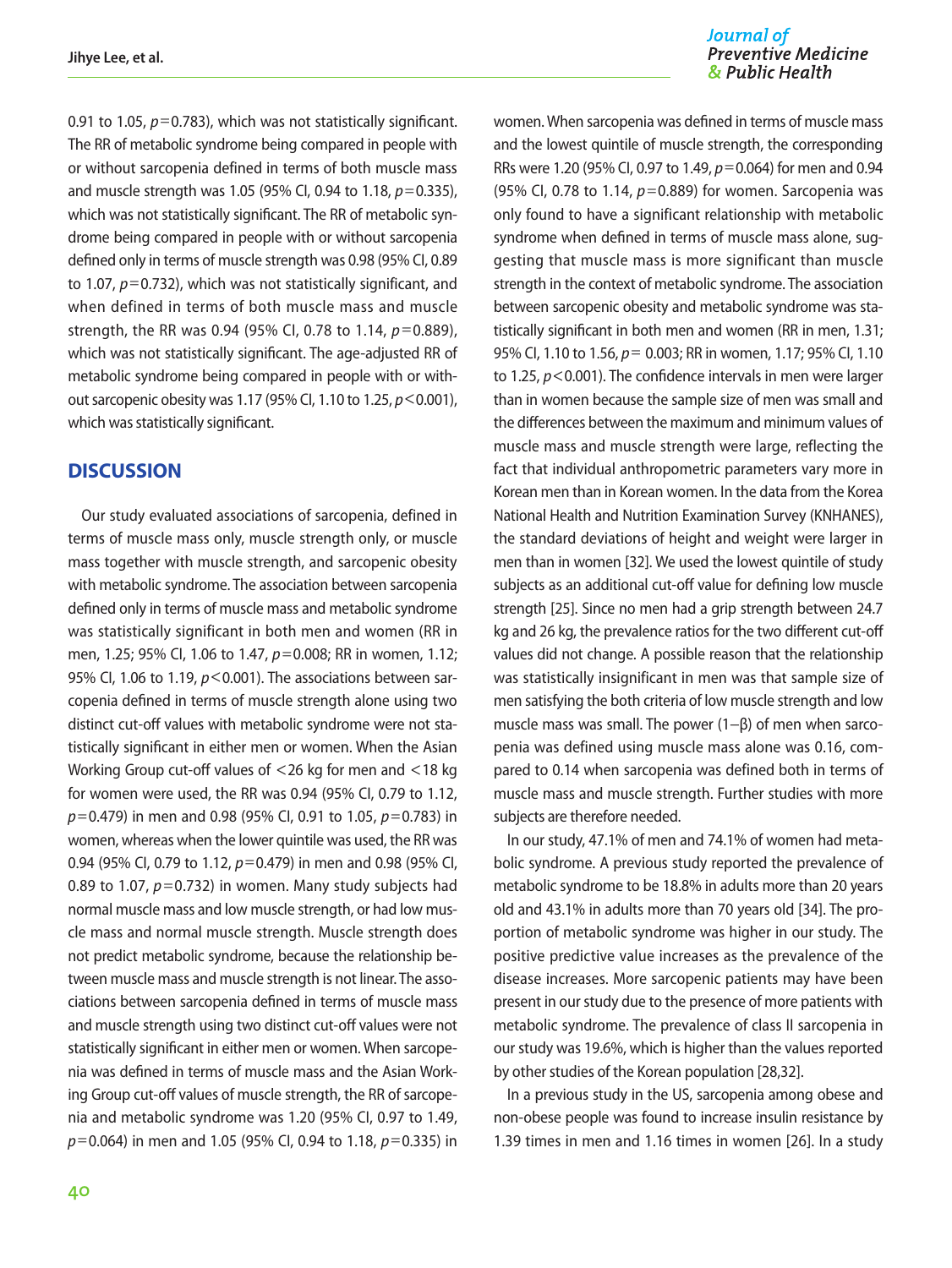0.91 to 1.05, $p=0.783$), which was not statistically significant. The RR of metabolic syndrome being compared in people with or without sarcopenia defined in terms of both muscle mass and muscle strength was 1.05 (95% CI, 0.94 to 1.18, $p=0.335$), which was not statistically significant. The RR of metabolic syndrome being compared in people with or without sarcopenia defined only in terms of muscle strength was 0.98 (95% CI, 0.89 to 1.07, $p=0.732$), which was not statistically significant, and when defined in terms of both muscle mass and muscle strength, the RR was 0.94 (95% CI, 0.78 to 1.14, $p=0.889$), which was not statistically significant. The age-adjusted RR of metabolic syndrome being compared in people with or without sarcopenic obesity was 1.17 (95% CI, 1.10 to 1.25, $p<0.001$), which was statistically significant.

## DISCUSSION

Our study evaluated associations of sarcopenia, defined in terms of muscle mass only, muscle strength only, or muscle mass together with muscle strength, and sarcopenic obesity with metabolic syndrome. The association between sarcopenia defined only in terms of muscle mass and metabolic syndrome was statistically significant in both men and women (RR in men, 1.25; 95% CI, 1.06 to 1.47, $p=0.008$; RR in women, 1.12; 95% CI, 1.06 to 1.19, $p<0.001$). The associations between sarcopenia defined in terms of muscle strength alone using two distinct cut-off values with metabolic syndrome were not statistically significant in either men or women. When the Asian Working Group cut-off values of <26 kg for men and <18 kg for women were used, the RR was 0.94 (95% CI, 0.79 to 1.12, $p=0.479$) in men and 0.98 (95% CI, 0.91 to 1.05, $p=0.783$) in women, whereas when the lower quintile was used, the RR was 0.94 (95% CI, 0.79 to 1.12, $p=0.479$) in men and 0.98 (95% CI, 0.89 to 1.07, $p=0.732$) in women. Many study subjects had normal muscle mass and low muscle strength, or had low muscle mass and normal muscle strength. Muscle strength does not predict metabolic syndrome, because the relationship between muscle mass and muscle strength is not linear. The associations between sarcopenia defined in terms of muscle mass and muscle strength using two distinct cut-off values were not statistically significant in either men or women. When sarcopenia was defined in terms of muscle mass and the Asian Working Group cut-off values of muscle strength, the RR of sarcopenia and metabolic syndrome was 1.20 (95% CI, 0.97 to 1.49, $p=0.064$) in men and 1.05 (95% CI, 0.94 to 1.18, $p=0.335$) in women. When sarcopenia was defined in terms of muscle mass and the lowest quintile of muscle strength, the corresponding RRs were 1.20 (95% CI, 0.97 to 1.49, $p=0.064$) for men and 0.94 (95% CI, 0.78 to 1.14, $p=0.889$) for women. Sarcopenia was only found to have a significant relationship with metabolic syndrome when defined in terms of muscle mass alone, suggesting that muscle mass is more significant than muscle strength in the context of metabolic syndrome. The association between sarcopenic obesity and metabolic syndrome was statistically significant in both men and women (RR in men, 1.31; 95% CI, 1.10 to 1.56, $p=0.003$; RR in women, 1.17; 95% CI, 1.10 to 1.25, $p<0.001$). The confidence intervals in men were larger than in women because the sample size of men was small and the differences between the maximum and minimum values of muscle mass and muscle strength were large, reflecting the fact that individual anthropometric parameters vary more in Korean men than in Korean women. In the data from the Korea National Health and Nutrition Examination Survey (KNHANES), the standard deviations of height and weight were larger in men than in women [32]. We used the lowest quintile of study subjects as an additional cut-off value for defining low muscle strength [25]. Since no men had a grip strength between 24.7 kg and 26 kg, the prevalence ratios for the two different cut-off values did not change. A possible reason that the relationship was statistically insignificant in men was that sample size of men satisfying the both criteria of low muscle strength and low muscle mass was small. The power ($1-\beta$) of men when sarcopenia was defined using muscle mass alone was 0.16, compared to 0.14 when sarcopenia was defined both in terms of muscle mass and muscle strength. Further studies with more subjects are therefore needed.

In our study, 47.1% of men and 74.1% of women had metabolic syndrome. A previous study reported the prevalence of metabolic syndrome to be 18.8% in adults more than 20 years old and 43.1% in adults more than 70 years old [34]. The proportion of metabolic syndrome was higher in our study. The positive predictive value increases as the prevalence of the disease increases. More sarcopenic patients may have been present in our study due to the presence of more patients with metabolic syndrome. The prevalence of class II sarcopenia in our study was 19.6%, which is higher than the values reported by other studies of the Korean population [28,32].

In a previous study in the US, sarcopenia among obese and non-obese people was found to increase insulin resistance by 1.39 times in men and 1.16 times in women [26]. In a study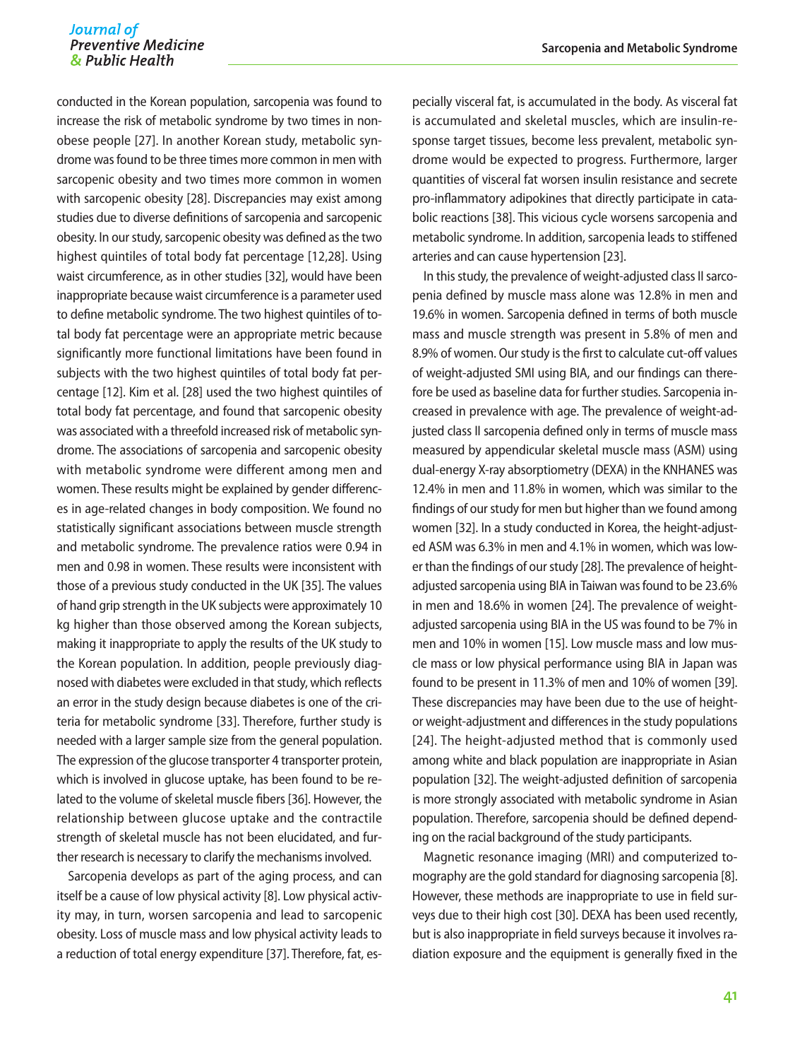conducted in the Korean population, sarcopenia was found to increase the risk of metabolic syndrome by two times in non-obese people [27]. In another Korean study, metabolic syndrome was found to be three times more common in men with sarcopenic obesity and two times more common in women with sarcopenic obesity [28]. Discrepancies may exist among studies due to diverse definitions of sarcopenia and sarcopenic obesity. In our study, sarcopenic obesity was defined as the two highest quintiles of total body fat percentage [12,28]. Using waist circumference, as in other studies [32], would have been inappropriate because waist circumference is a parameter used to define metabolic syndrome. The two highest quintiles of total body fat percentage were an appropriate metric because significantly more functional limitations have been found in subjects with the two highest quintiles of total body fat percentage [12]. Kim et al. [28] used the two highest quintiles of total body fat percentage, and found that sarcopenic obesity was associated with a threefold increased risk of metabolic syndrome. The associations of sarcopenia and sarcopenic obesity with metabolic syndrome were different among men and women. These results might be explained by gender differences in age-related changes in body composition. We found no statistically significant associations between muscle strength and metabolic syndrome. The prevalence ratios were 0.94 in men and 0.98 in women. These results were inconsistent with those of a previous study conducted in the UK [35]. The values of hand grip strength in the UK subjects were approximately 10 kg higher than those observed among the Korean subjects, making it inappropriate to apply the results of the UK study to the Korean population. In addition, people previously diagnosed with diabetes were excluded in that study, which reflects an error in the study design because diabetes is one of the criteria for metabolic syndrome [33]. Therefore, further study is needed with a larger sample size from the general population. The expression of the glucose transporter 4 transporter protein, which is involved in glucose uptake, has been found to be related to the volume of skeletal muscle fibers [36]. However, the relationship between glucose uptake and the contractile strength of skeletal muscle has not been elucidated, and further research is necessary to clarify the mechanisms involved.

Sarcopenia develops as part of the aging process, and can itself be a cause of low physical activity [8]. Low physical activity may, in turn, worsen sarcopenia and lead to sarcopenic obesity. Loss of muscle mass and low physical activity leads to a reduction of total energy expenditure [37]. Therefore, fat, especially visceral fat, is accumulated in the body. As visceral fat is accumulated and skeletal muscles, which are insulin-response target tissues, become less prevalent, metabolic syndrome would be expected to progress. Furthermore, larger quantities of visceral fat worsen insulin resistance and secrete pro-inflammatory adipokines that directly participate in catabolic reactions [38]. This vicious cycle worsens sarcopenia and metabolic syndrome. In addition, sarcopenia leads to stiffened arteries and can cause hypertension [23].

In this study, the prevalence of weight-adjusted class II sarcopenia defined by muscle mass alone was 12.8% in men and 19.6% in women. Sarcopenia defined in terms of both muscle mass and muscle strength was present in 5.8% of men and 8.9% of women. Our study is the first to calculate cut-off values of weight-adjusted SMI using BIA, and our findings can therefore be used as baseline data for further studies. Sarcopenia increased in prevalence with age. The prevalence of weight-adjusted class II sarcopenia defined only in terms of muscle mass measured by appendicular skeletal muscle mass (ASM) using dual-energy X-ray absorptiometry (DEXA) in the KNHANES was 12.4% in men and 11.8% in women, which was similar to the findings of our study for men but higher than we found among women [32]. In a study conducted in Korea, the height-adjusted ASM was 6.3% in men and 4.1% in women, which was lower than the findings of our study [28]. The prevalence of height-adjusted sarcopenia using BIA in Taiwan was found to be 23.6% in men and 18.6% in women [24]. The prevalence of weight-adjusted sarcopenia using BIA in the US was found to be 7% in men and 10% in women [15]. Low muscle mass and low muscle mass or low physical performance using BIA in Japan was found to be present in 11.3% of men and 10% of women [39]. These discrepancies may have been due to the use of height- or weight-adjustment and differences in the study populations [24]. The height-adjusted method that is commonly used among white and black population are inappropriate in Asian population [32]. The weight-adjusted definition of sarcopenia is more strongly associated with metabolic syndrome in Asian population. Therefore, sarcopenia should be defined depending on the racial background of the study participants.

Magnetic resonance imaging (MRI) and computerized tomography are the gold standard for diagnosing sarcopenia [8]. However, these methods are inappropriate to use in field surveys due to their high cost [30]. DEXA has been used recently, but is also inappropriate in field surveys because it involves radiation exposure and the equipment is generally fixed in the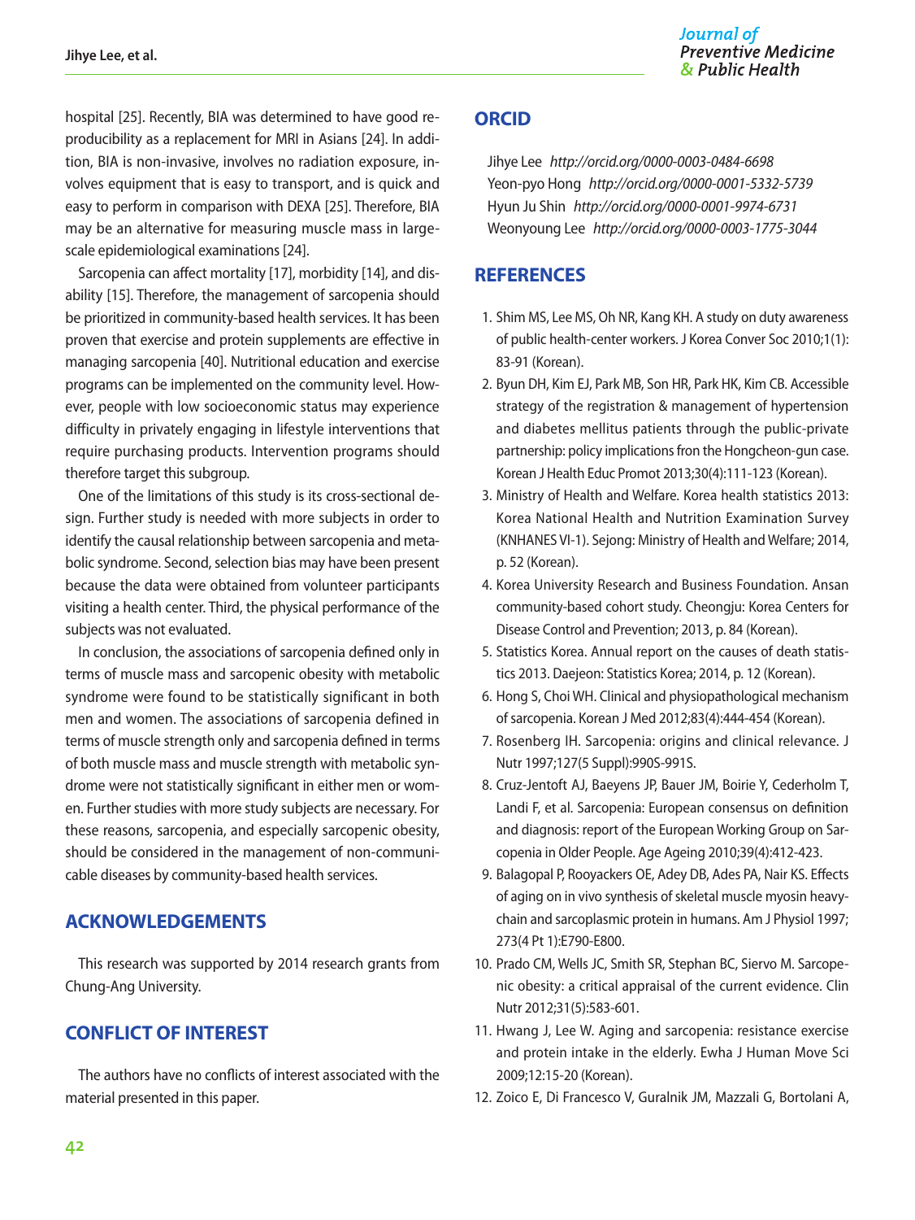hospital [25]. Recently, BIA was determined to have good reproducibility as a replacement for MRI in Asians [24]. In addition, BIA is non-invasive, involves no radiation exposure, involves equipment that is easy to transport, and is quick and easy to perform in comparison with DEXA [25]. Therefore, BIA may be an alternative for measuring muscle mass in large-scale epidemiological examinations [24].

Sarcopenia can affect mortality [17], morbidity [14], and disability [15]. Therefore, the management of sarcopenia should be prioritized in community-based health services. It has been proven that exercise and protein supplements are effective in managing sarcopenia [40]. Nutritional education and exercise programs can be implemented on the community level. However, people with low socioeconomic status may experience difficulty in privately engaging in lifestyle interventions that require purchasing products. Intervention programs should therefore target this subgroup.

One of the limitations of this study is its cross-sectional design. Further study is needed with more subjects in order to identify the causal relationship between sarcopenia and metabolic syndrome. Second, selection bias may have been present because the data were obtained from volunteer participants visiting a health center. Third, the physical performance of the subjects was not evaluated.

In conclusion, the associations of sarcopenia defined only in terms of muscle mass and sarcopenic obesity with metabolic syndrome were found to be statistically significant in both men and women. The associations of sarcopenia defined in terms of muscle strength only and sarcopenia defined in terms of both muscle mass and muscle strength with metabolic syndrome were not statistically significant in either men or women. Further studies with more study subjects are necessary. For these reasons, sarcopenia, and especially sarcopenic obesity, should be considered in the management of non-communicable diseases by community-based health services.

## ACKNOWLEDGEMENTS

This research was supported by 2014 research grants from Chung-Ang University.

## CONFLICT OF INTEREST

The authors have no conflicts of interest associated with the material presented in this paper.

## ORCID

Jihye Lee *http://orcid.org/0000-0003-0484-6698*
Yeon-pyo Hong *http://orcid.org/0000-0001-5332-5739*
Hyun Ju Shin *http://orcid.org/0000-0001-9974-6731*
Weonyoung Lee *http://orcid.org/0000-0003-1775-3044*

## REFERENCES

1. Shim MS, Lee MS, Oh NR, Kang KH. A study on duty awareness of public health-center workers. J Korea Conver Soc 2010;1(1):83-91 (Korean).
2. Byun DH, Kim EJ, Park MB, Son HR, Park HK, Kim CB. Accessible strategy of the registration & management of hypertension and diabetes mellitus patients through the public-private partnership: policy implications fron the Hongcheon-gun case. Korean J Health Educ Promot 2013;30(4):111-123 (Korean).
3. Ministry of Health and Welfare. Korea health statistics 2013: Korea National Health and Nutrition Examination Survey (KNHANES VI-1). Sejong: Ministry of Health and Welfare; 2014, p. 52 (Korean).
4. Korea University Research and Business Foundation. Ansan community-based cohort study. Cheongju: Korea Centers for Disease Control and Prevention; 2013, p. 84 (Korean).
5. Statistics Korea. Annual report on the causes of death statistics 2013. Daejeon: Statistics Korea; 2014, p. 12 (Korean).
6. Hong S, Choi WH. Clinical and physiopathological mechanism of sarcopenia. Korean J Med 2012;83(4):444-454 (Korean).
7. Rosenberg IH. Sarcopenia: origins and clinical relevance. J Nutr 1997;127(5 Suppl):990S-991S.
8. Cruz-Jentoft AJ, Baeyens JP, Bauer JM, Boirie Y, Cederholm T, Landi F, et al. Sarcopenia: European consensus on definition and diagnosis: report of the European Working Group on Sarcopenia in Older People. Age Ageing 2010;39(4):412-423.
9. Balagopal P, Rooyackers OE, Adey DB, Ades PA, Nair KS. Effects of aging on in vivo synthesis of skeletal muscle myosin heavy-chain and sarcoplasmic protein in humans. Am J Physiol 1997; 273(4 Pt 1):E790-E800.
10. Prado CM, Wells JC, Smith SR, Stephan BC, Siervo M. Sarcopenic obesity: a critical appraisal of the current evidence. Clin Nutr 2012;31(5):583-601.
11. Hwang J, Lee W. Aging and sarcopenia: resistance exercise and protein intake in the elderly. Ewha J Human Move Sci 2009;12:15-20 (Korean).
12. Zoico E, Di Francesco V, Guralnik JM, Mazzali G, Bortolani A,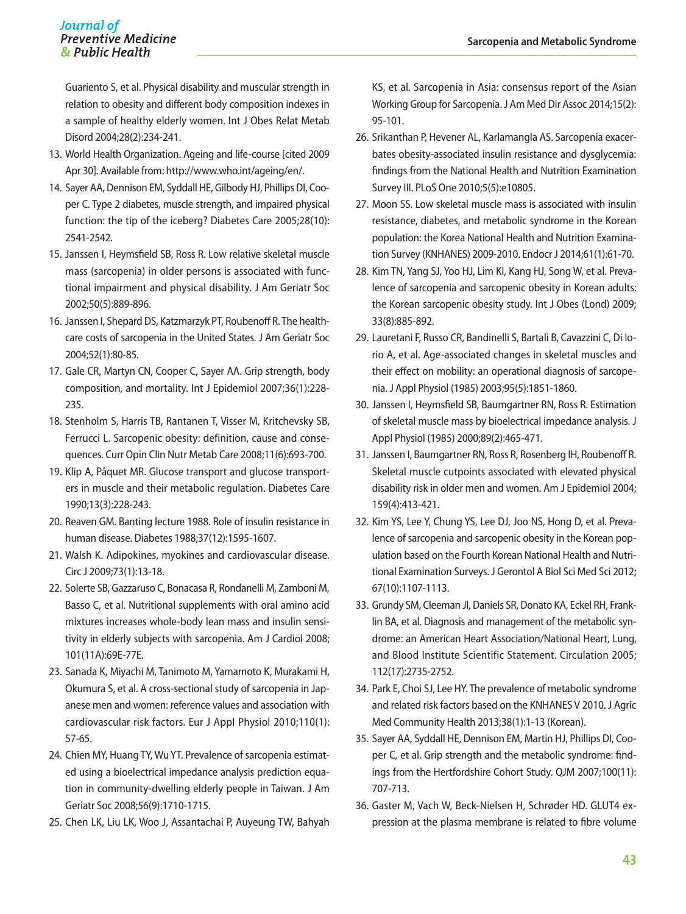Guariento S, et al. Physical disability and muscular strength in relation to obesity and different body composition indexes in a sample of healthy elderly women. Int J Obes Relat Metab Disord 2004;28(2):234-241.

13. World Health Organization. Ageing and life-course [cited 2009 Apr 30]. Available from: http://www.who.int/ageing/en/.
14. Sayer AA, Dennison EM, Syddall HE, Gilbody HJ, Phillips DI, Cooper C. Type 2 diabetes, muscle strength, and impaired physical function: the tip of the iceberg? Diabetes Care 2005;28(10):2541-2542.
15. Janssen I, Heymsfield SB, Ross R. Low relative skeletal muscle mass (sarcopenia) in older persons is associated with functional impairment and physical disability. J Am Geriatr Soc 2002;50(5):889-896.
16. Janssen I, Shepard DS, Katzmarzyk PT, Roubenoff R. The healthcare costs of sarcopenia in the United States. J Am Geriatr Soc 2004;52(1):80-85.
17. Gale CR, Martyn CN, Cooper C, Sayer AA. Grip strength, body composition, and mortality. Int J Epidemiol 2007;36(1):228-235.
18. Stenholm S, Harris TB, Rantanen T, Visser M, Kritchevsky SB, Ferrucci L. Sarcopenic obesity: definition, cause and consequences. Curr Opin Clin Nutr Metab Care 2008;11(6):693-700.
19. Klip A, Pâquet MR. Glucose transport and glucose transporters in muscle and their metabolic regulation. Diabetes Care 1990;13(3):228-243.
20. Reaven GM. Banting lecture 1988. Role of insulin resistance in human disease. Diabetes 1988;37(12):1595-1607.
21. Walsh K. Adipokines, myokines and cardiovascular disease. Circ J 2009;73(1):13-18.
22. Solerte SB, Gazzaruso C, Bonacasa R, Rondanelli M, Zamboni M, Basso C, et al. Nutritional supplements with oral amino acid mixtures increases whole-body lean mass and insulin sensitivity in elderly subjects with sarcopenia. Am J Cardiol 2008;101(11A):69E-77E.
23. Sanada K, Miyachi M, Tanimoto M, Yamamoto K, Murakami H, Okumura S, et al. A cross-sectional study of sarcopenia in Japanese men and women: reference values and association with cardiovascular risk factors. Eur J Appl Physiol 2010;110(1):57-65.
24. Chien MY, Huang TY, Wu YT. Prevalence of sarcopenia estimated using a bioelectrical impedance analysis prediction equation in community-dwelling elderly people in Taiwan. J Am Geriatr Soc 2008;56(9):1710-1715.
25. Chen LK, Liu LK, Woo J, Assantachai P, Auyeung TW, Bahyah KS, et al. Sarcopenia in Asia: consensus report of the Asian Working Group for Sarcopenia. J Am Med Dir Assoc 2014;15(2):95-101.
26. Srikanthan P, Hevener AL, Karlamangla AS. Sarcopenia exacerbates obesity-associated insulin resistance and dysglycemia: findings from the National Health and Nutrition Examination Survey III. PLoS One 2010;5(5):e10805.
27. Moon SS. Low skeletal muscle mass is associated with insulin resistance, diabetes, and metabolic syndrome in the Korean population: the Korea National Health and Nutrition Examination Survey (KNHANES) 2009-2010. Endocr J 2014;61(1):61-70.
28. Kim TN, Yang SJ, Yoo HJ, Lim KI, Kang HJ, Song W, et al. Prevalence of sarcopenia and sarcopenic obesity in Korean adults: the Korean sarcopenic obesity study. Int J Obes (Lond) 2009;33(8):885-892.
29. Lauretani F, Russo CR, Bandinelli S, Bartali B, Cavazzini C, Di Iorio A, et al. Age-associated changes in skeletal muscles and their effect on mobility: an operational diagnosis of sarcopenia. J Appl Physiol (1985) 2003;95(5):1851-1860.
30. Janssen I, Heymsfield SB, Baumgartner RN, Ross R. Estimation of skeletal muscle mass by bioelectrical impedance analysis. J Appl Physiol (1985) 2000;89(2):465-471.
31. Janssen I, Baumgartner RN, Ross R, Rosenberg IH, Roubenoff R. Skeletal muscle cutpoints associated with elevated physical disability risk in older men and women. Am J Epidemiol 2004;159(4):413-421.
32. Kim YS, Lee Y, Chung YS, Lee DJ, Joo NS, Hong D, et al. Prevalence of sarcopenia and sarcopenic obesity in the Korean population based on the Fourth Korean National Health and Nutritional Examination Surveys. J Gerontol A Biol Sci Med Sci 2012;67(10):1107-1113.
33. Grundy SM, Cleeman JI, Daniels SR, Donato KA, Eckel RH, Franklin BA, et al. Diagnosis and management of the metabolic syndrome: an American Heart Association/National Heart, Lung, and Blood Institute Scientific Statement. Circulation 2005;112(17):2735-2752.
34. Park E, Choi SJ, Lee HY. The prevalence of metabolic syndrome and related risk factors based on the KNHANES V 2010. J Agric Med Community Health 2013;38(1):1-13 (Korean).
35. Sayer AA, Syddall HE, Dennison EM, Martin HJ, Phillips DI, Cooper C, et al. Grip strength and the metabolic syndrome: findings from the Hertfordshire Cohort Study. QJM 2007;100(11):707-713.
36. Gaster M, Vach W, Beck-Nielsen H, Schrøder HD. GLUT4 expression at the plasma membrane is related to fibre volume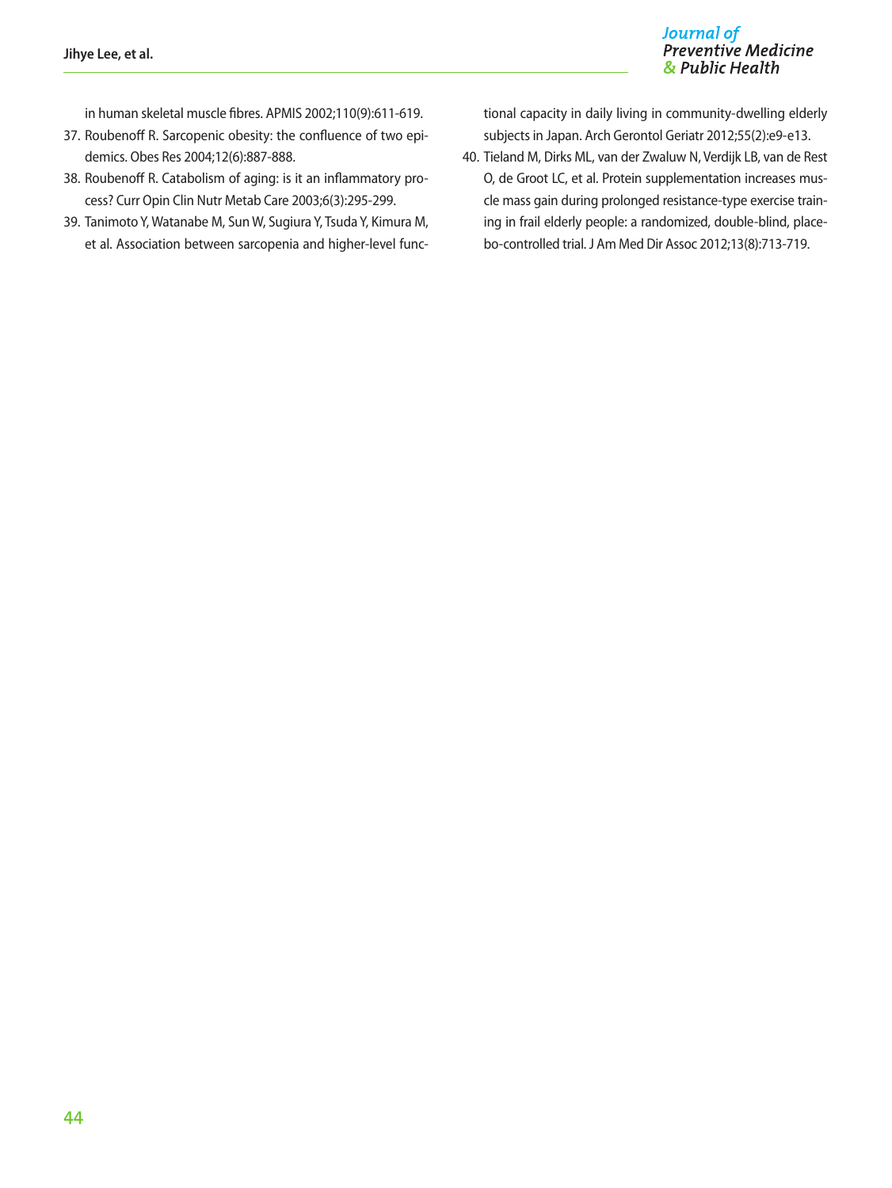in human skeletal muscle fibres. APMIS 2002;110(9):611-619.

37. Roubenoff R. Sarcopenic obesity: the confluence of two epidemics. Obes Res 2004;12(6):887-888.
38. Roubenoff R. Catabolism of aging: is it an inflammatory process? Curr Opin Clin Nutr Metab Care 2003;6(3):295-299.
39. Tanimoto Y, Watanabe M, Sun W, Sugiura Y, Tsuda Y, Kimura M, et al. Association between sarcopenia and higher-level functional capacity in daily living in community-dwelling elderly subjects in Japan. Arch Gerontol Geriatr 2012;55(2):e9-e13.
40. Tieland M, Dirks ML, van der Zwaluw N, Verdijk LB, van de Rest O, de Groot LC, et al. Protein supplementation increases muscle mass gain during prolonged resistance-type exercise training in frail elderly people: a randomized, double-blind, placebo-controlled trial. J Am Med Dir Assoc 2012;13(8):713-719.